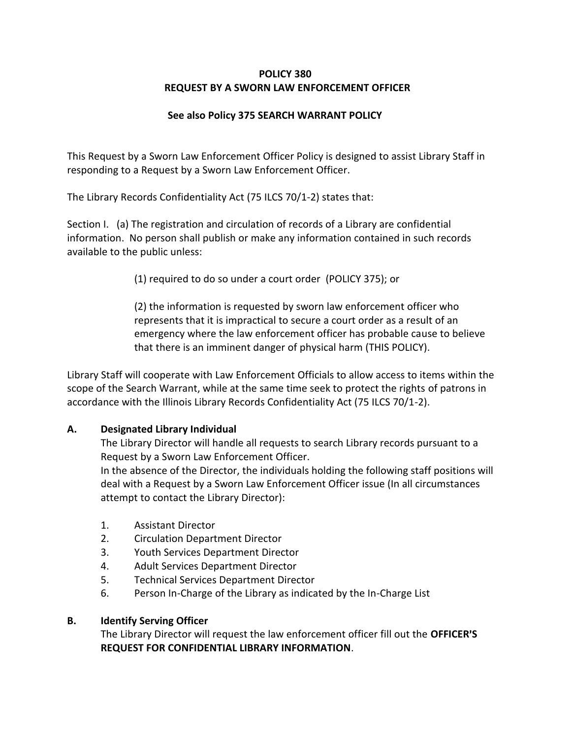# POLICY 380
# REQUEST BY A SWORN LAW ENFORCEMENT OFFICER

**See also Policy 375 SEARCH WARRANT POLICY**

This Request by a Sworn Law Enforcement Officer Policy is designed to assist Library Staff in responding to a Request by a Sworn Law Enforcement Officer.

The Library Records Confidentiality Act (75 ILCS 70/1-2) states that:

Section I. (a) The registration and circulation of records of a Library are confidential information. No person shall publish or make any information contained in such records available to the public unless:

> (1) required to do so under a court order (POLICY 375); or
>
> (2) the information is requested by sworn law enforcement officer who represents that it is impractical to secure a court order as a result of an emergency where the law enforcement officer has probable cause to believe that there is an imminent danger of physical harm (THIS POLICY).

Library Staff will cooperate with Law Enforcement Officials to allow access to items within the scope of the Search Warrant, while at the same time seek to protect the rights of patrons in accordance with the Illinois Library Records Confidentiality Act (75 ILCS 70/1-2).

## A. Designated Library Individual

The Library Director will handle all requests to search Library records pursuant to a Request by a Sworn Law Enforcement Officer.

In the absence of the Director, the individuals holding the following staff positions will deal with a Request by a Sworn Law Enforcement Officer issue (In all circumstances attempt to contact the Library Director):

1. Assistant Director
2. Circulation Department Director
3. Youth Services Department Director
4. Adult Services Department Director
5. Technical Services Department Director
6. Person In-Charge of the Library as indicated by the In-Charge List

## B. Identify Serving Officer

The Library Director will request the law enforcement officer fill out the **OFFICER'S REQUEST FOR CONFIDENTIAL LIBRARY INFORMATION**.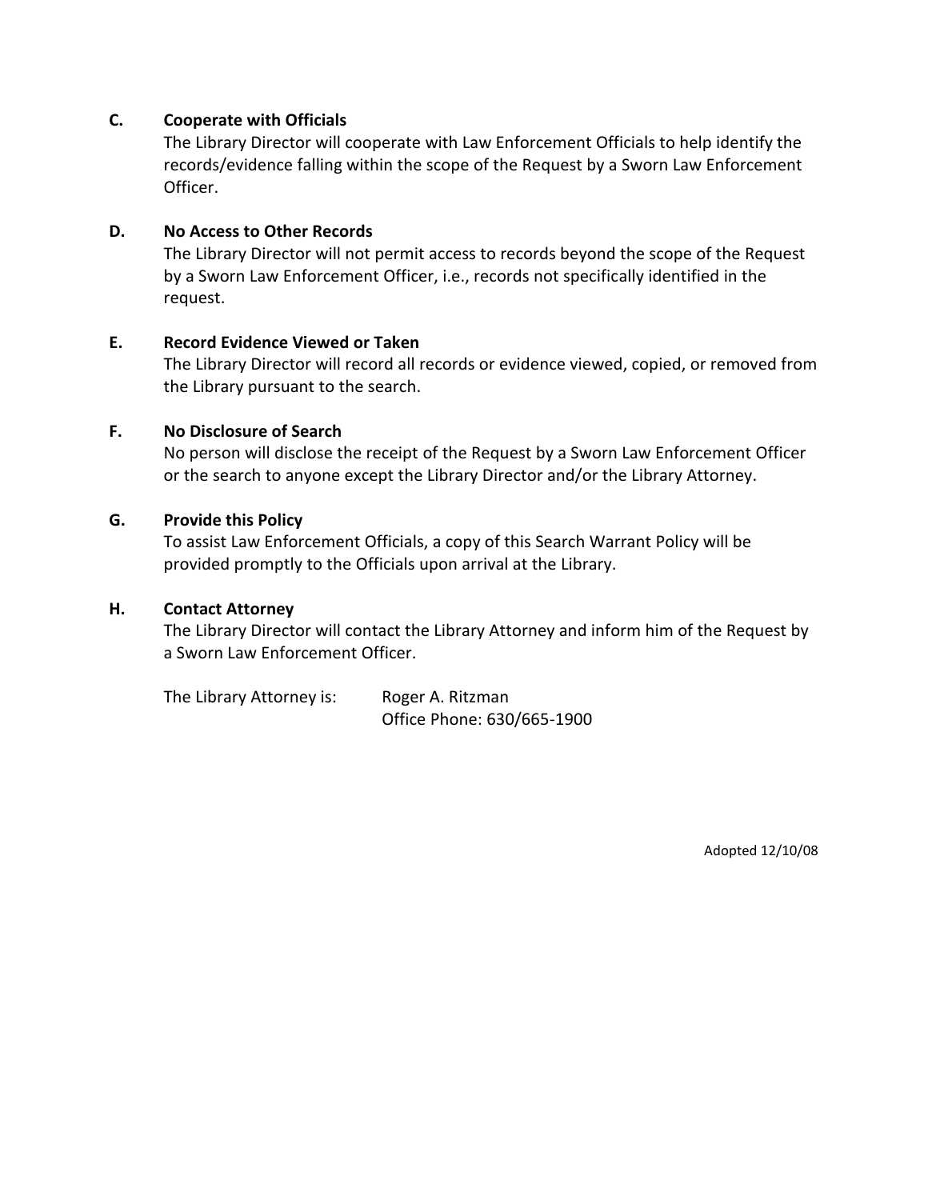### C. Cooperate with Officials

The Library Director will cooperate with Law Enforcement Officials to help identify the records/evidence falling within the scope of the Request by a Sworn Law Enforcement Officer.

### D. No Access to Other Records

The Library Director will not permit access to records beyond the scope of the Request by a Sworn Law Enforcement Officer, i.e., records not specifically identified in the request.

### E. Record Evidence Viewed or Taken

The Library Director will record all records or evidence viewed, copied, or removed from the Library pursuant to the search.

### F. No Disclosure of Search

No person will disclose the receipt of the Request by a Sworn Law Enforcement Officer or the search to anyone except the Library Director and/or the Library Attorney.

### G. Provide this Policy

To assist Law Enforcement Officials, a copy of this Search Warrant Policy will be provided promptly to the Officials upon arrival at the Library.

### H. Contact Attorney

The Library Director will contact the Library Attorney and inform him of the Request by a Sworn Law Enforcement Officer.

The Library Attorney is: Roger A. Ritzman
Office Phone: 630/665-1900

Adopted 12/10/08